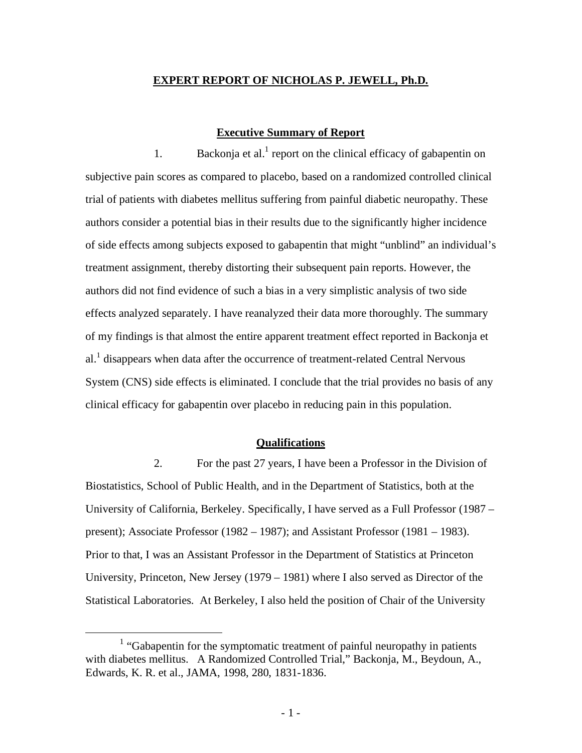# EXPERT REPORT OF NICHOLAS P. JEWELL, Ph.D.

## Executive Summary of Report

1. Backonja et al.[1] report on the clinical efficacy of gabapentin on subjective pain scores as compared to placebo, based on a randomized controlled clinical trial of patients with diabetes mellitus suffering from painful diabetic neuropathy. These authors consider a potential bias in their results due to the significantly higher incidence of side effects among subjects exposed to gabapentin that might "unblind" an individual's treatment assignment, thereby distorting their subsequent pain reports. However, the authors did not find evidence of such a bias in a very simplistic analysis of two side effects analyzed separately. I have reanalyzed their data more thoroughly. The summary of my findings is that almost the entire apparent treatment effect reported in Backonja et al.[1] disappears when data after the occurrence of treatment-related Central Nervous System (CNS) side effects is eliminated. I conclude that the trial provides no basis of any clinical efficacy for gabapentin over placebo in reducing pain in this population.

## Qualifications

2. For the past 27 years, I have been a Professor in the Division of Biostatistics, School of Public Health, and in the Department of Statistics, both at the University of California, Berkeley. Specifically, I have served as a Full Professor (1987 – present); Associate Professor (1982 – 1987); and Assistant Professor (1981 – 1983). Prior to that, I was an Assistant Professor in the Department of Statistics at Princeton University, Princeton, New Jersey (1979 – 1981) where I also served as Director of the Statistical Laboratories. At Berkeley, I also held the position of Chair of the University

[1] "Gabapentin for the symptomatic treatment of painful neuropathy in patients with diabetes mellitus. A Randomized Controlled Trial," Backonja, M., Beydoun, A., Edwards, K. R. et al., JAMA, 1998, 280, 1831-1836.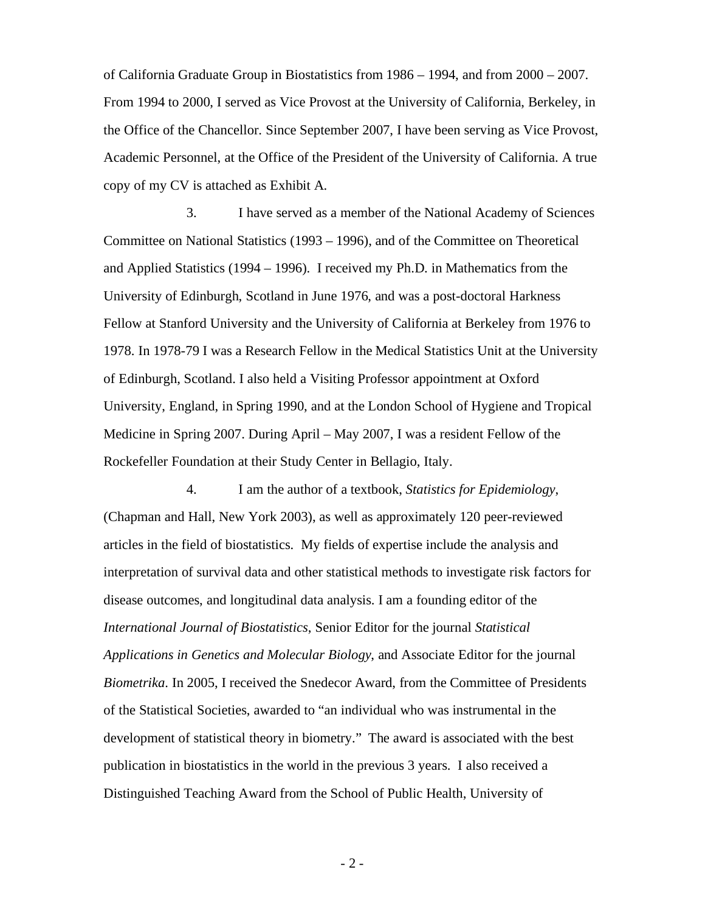of California Graduate Group in Biostatistics from 1986 – 1994, and from 2000 – 2007. From 1994 to 2000, I served as Vice Provost at the University of California, Berkeley, in the Office of the Chancellor. Since September 2007, I have been serving as Vice Provost, Academic Personnel, at the Office of the President of the University of California. A true copy of my CV is attached as Exhibit A.

3. I have served as a member of the National Academy of Sciences Committee on National Statistics (1993 – 1996), and of the Committee on Theoretical and Applied Statistics (1994 – 1996). I received my Ph.D. in Mathematics from the University of Edinburgh, Scotland in June 1976, and was a post-doctoral Harkness Fellow at Stanford University and the University of California at Berkeley from 1976 to 1978. In 1978-79 I was a Research Fellow in the Medical Statistics Unit at the University of Edinburgh, Scotland. I also held a Visiting Professor appointment at Oxford University, England, in Spring 1990, and at the London School of Hygiene and Tropical Medicine in Spring 2007. During April – May 2007, I was a resident Fellow of the Rockefeller Foundation at their Study Center in Bellagio, Italy.

4. I am the author of a textbook, *Statistics for Epidemiology*, (Chapman and Hall, New York 2003), as well as approximately 120 peer-reviewed articles in the field of biostatistics. My fields of expertise include the analysis and interpretation of survival data and other statistical methods to investigate risk factors for disease outcomes, and longitudinal data analysis. I am a founding editor of the *International Journal of Biostatistics*, Senior Editor for the journal *Statistical Applications in Genetics and Molecular Biology*, and Associate Editor for the journal *Biometrika*. In 2005, I received the Snedecor Award, from the Committee of Presidents of the Statistical Societies, awarded to "an individual who was instrumental in the development of statistical theory in biometry." The award is associated with the best publication in biostatistics in the world in the previous 3 years. I also received a Distinguished Teaching Award from the School of Public Health, University of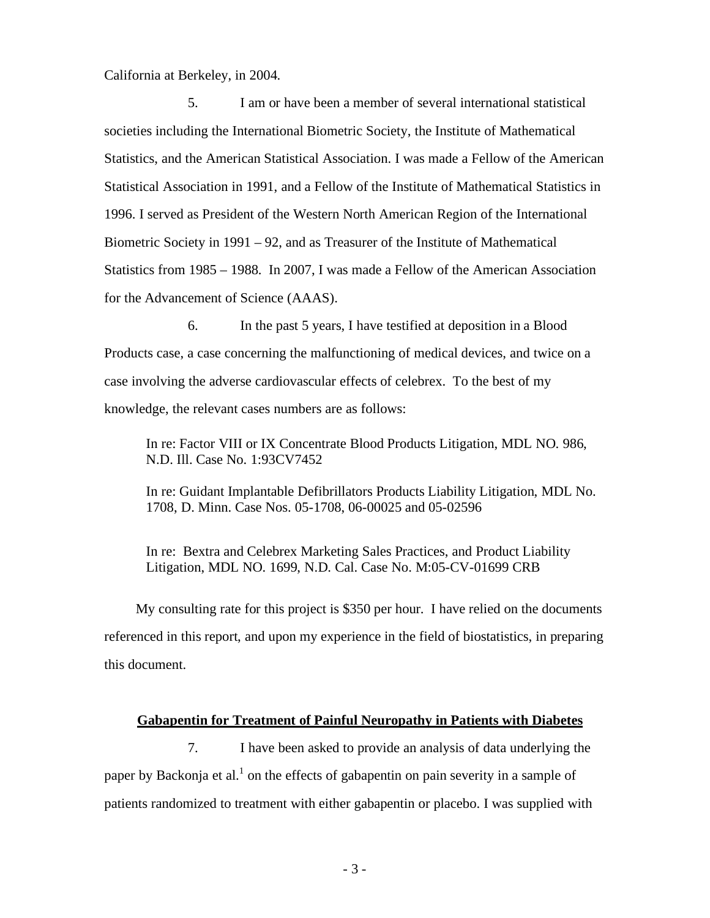California at Berkeley, in 2004.

5. I am or have been a member of several international statistical societies including the International Biometric Society, the Institute of Mathematical Statistics, and the American Statistical Association. I was made a Fellow of the American Statistical Association in 1991, and a Fellow of the Institute of Mathematical Statistics in 1996. I served as President of the Western North American Region of the International Biometric Society in 1991 – 92, and as Treasurer of the Institute of Mathematical Statistics from 1985 – 1988. In 2007, I was made a Fellow of the American Association for the Advancement of Science (AAAS).

6. In the past 5 years, I have testified at deposition in a Blood Products case, a case concerning the malfunctioning of medical devices, and twice on a case involving the adverse cardiovascular effects of celebrex. To the best of my knowledge, the relevant cases numbers are as follows:

> In re: Factor VIII or IX Concentrate Blood Products Litigation, MDL NO. 986, N.D. Ill. Case No. 1:93CV7452
>
> In re: Guidant Implantable Defibrillators Products Liability Litigation, MDL No. 1708, D. Minn. Case Nos. 05-1708, 06-00025 and 05-02596
>
> In re: Bextra and Celebrex Marketing Sales Practices, and Product Liability Litigation, MDL NO. 1699, N.D. Cal. Case No. M:05-CV-01699 CRB

My consulting rate for this project is $350 per hour. I have relied on the documents referenced in this report, and upon my experience in the field of biostatistics, in preparing this document.

## Gabapentin for Treatment of Painful Neuropathy in Patients with Diabetes

7. I have been asked to provide an analysis of data underlying the paper by Backonja et al.[1] on the effects of gabapentin on pain severity in a sample of patients randomized to treatment with either gabapentin or placebo. I was supplied with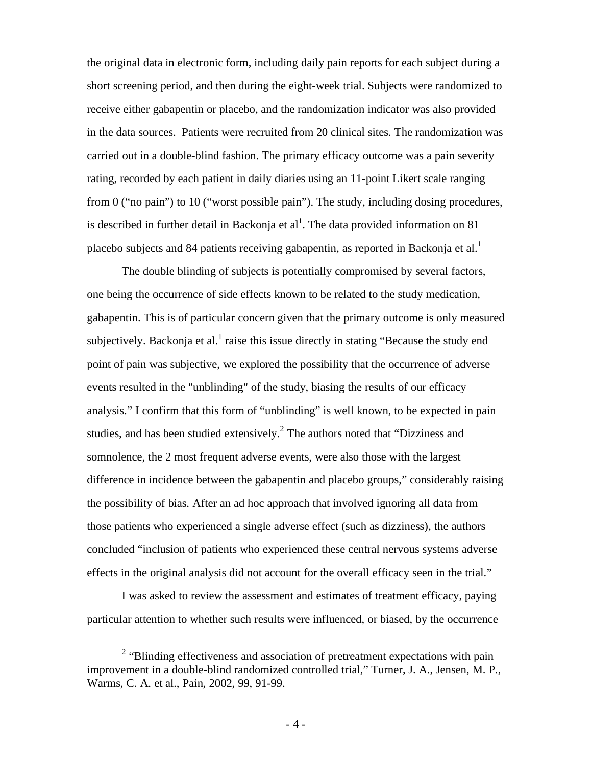the original data in electronic form, including daily pain reports for each subject during a short screening period, and then during the eight-week trial. Subjects were randomized to receive either gabapentin or placebo, and the randomization indicator was also provided in the data sources. Patients were recruited from 20 clinical sites. The randomization was carried out in a double-blind fashion. The primary efficacy outcome was a pain severity rating, recorded by each patient in daily diaries using an 11-point Likert scale ranging from 0 ("no pain") to 10 ("worst possible pain"). The study, including dosing procedures, is described in further detail in Backonja et al[1]. The data provided information on 81 placebo subjects and 84 patients receiving gabapentin, as reported in Backonja et al.[1]

The double blinding of subjects is potentially compromised by several factors, one being the occurrence of side effects known to be related to the study medication, gabapentin. This is of particular concern given that the primary outcome is only measured subjectively. Backonja et al.[1] raise this issue directly in stating "Because the study end point of pain was subjective, we explored the possibility that the occurrence of adverse events resulted in the "unblinding" of the study, biasing the results of our efficacy analysis." I confirm that this form of "unblinding" is well known, to be expected in pain studies, and has been studied extensively.[2] The authors noted that "Dizziness and somnolence, the 2 most frequent adverse events, were also those with the largest difference in incidence between the gabapentin and placebo groups," considerably raising the possibility of bias. After an ad hoc approach that involved ignoring all data from those patients who experienced a single adverse effect (such as dizziness), the authors concluded "inclusion of patients who experienced these central nervous systems adverse effects in the original analysis did not account for the overall efficacy seen in the trial."

I was asked to review the assessment and estimates of treatment efficacy, paying particular attention to whether such results were influenced, or biased, by the occurrence

---

[2] "Blinding effectiveness and association of pretreatment expectations with pain improvement in a double-blind randomized controlled trial," Turner, J. A., Jensen, M. P., Warms, C. A. et al., Pain, 2002, 99, 91-99.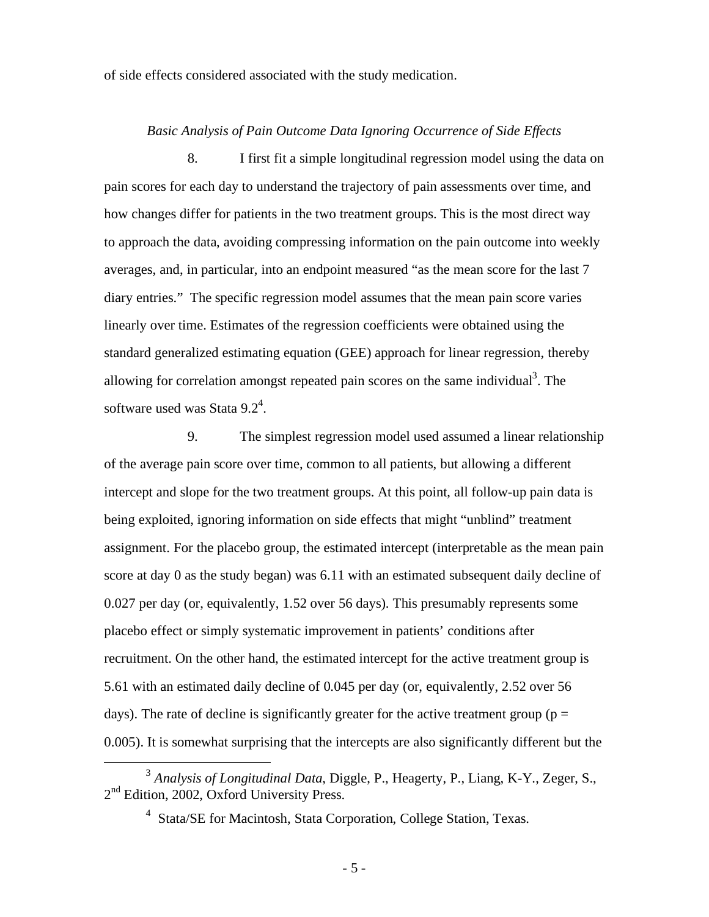of side effects considered associated with the study medication.

*Basic Analysis of Pain Outcome Data Ignoring Occurrence of Side Effects*

8. I first fit a simple longitudinal regression model using the data on pain scores for each day to understand the trajectory of pain assessments over time, and how changes differ for patients in the two treatment groups. This is the most direct way to approach the data, avoiding compressing information on the pain outcome into weekly averages, and, in particular, into an endpoint measured "as the mean score for the last 7 diary entries." The specific regression model assumes that the mean pain score varies linearly over time. Estimates of the regression coefficients were obtained using the standard generalized estimating equation (GEE) approach for linear regression, thereby allowing for correlation amongst repeated pain scores on the same individual[3]. The software used was Stata 9.2[4].

9. The simplest regression model used assumed a linear relationship of the average pain score over time, common to all patients, but allowing a different intercept and slope for the two treatment groups. At this point, all follow-up pain data is being exploited, ignoring information on side effects that might "unblind" treatment assignment. For the placebo group, the estimated intercept (interpretable as the mean pain score at day 0 as the study began) was 6.11 with an estimated subsequent daily decline of 0.027 per day (or, equivalently, 1.52 over 56 days). This presumably represents some placebo effect or simply systematic improvement in patients' conditions after recruitment. On the other hand, the estimated intercept for the active treatment group is 5.61 with an estimated daily decline of 0.045 per day (or, equivalently, 2.52 over 56 days). The rate of decline is significantly greater for the active treatment group ($p = 0.005$). It is somewhat surprising that the intercepts are also significantly different but the

---

[3] *Analysis of Longitudinal Data*, Diggle, P., Heagerty, P., Liang, K-Y., Zeger, S., 2nd Edition, 2002, Oxford University Press.

[4] Stata/SE for Macintosh, Stata Corporation, College Station, Texas.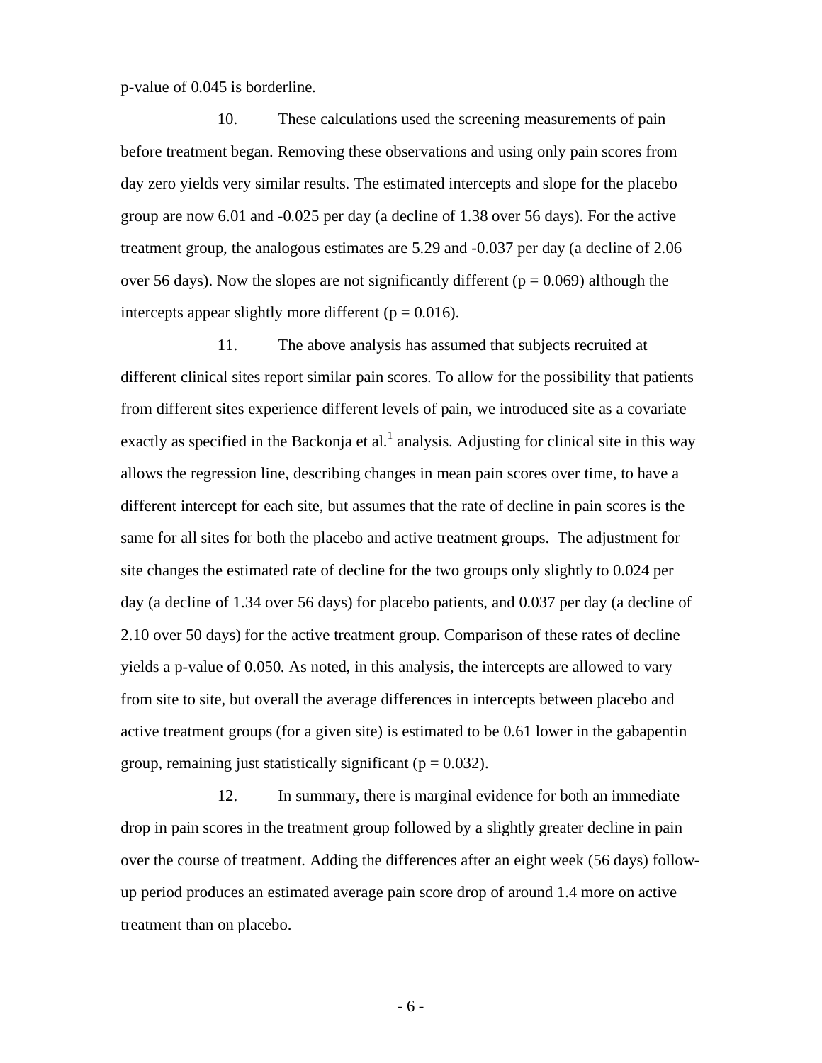p-value of 0.045 is borderline.

10. These calculations used the screening measurements of pain before treatment began. Removing these observations and using only pain scores from day zero yields very similar results. The estimated intercepts and slope for the placebo group are now 6.01 and -0.025 per day (a decline of 1.38 over 56 days). For the active treatment group, the analogous estimates are 5.29 and -0.037 per day (a decline of 2.06 over 56 days). Now the slopes are not significantly different ($p = 0.069$) although the intercepts appear slightly more different ($p = 0.016$).

11. The above analysis has assumed that subjects recruited at different clinical sites report similar pain scores. To allow for the possibility that patients from different sites experience different levels of pain, we introduced site as a covariate exactly as specified in the Backonja et al.[1] analysis. Adjusting for clinical site in this way allows the regression line, describing changes in mean pain scores over time, to have a different intercept for each site, but assumes that the rate of decline in pain scores is the same for all sites for both the placebo and active treatment groups. The adjustment for site changes the estimated rate of decline for the two groups only slightly to 0.024 per day (a decline of 1.34 over 56 days) for placebo patients, and 0.037 per day (a decline of 2.10 over 50 days) for the active treatment group. Comparison of these rates of decline yields a p-value of 0.050. As noted, in this analysis, the intercepts are allowed to vary from site to site, but overall the average differences in intercepts between placebo and active treatment groups (for a given site) is estimated to be 0.61 lower in the gabapentin group, remaining just statistically significant ($p = 0.032$).

12. In summary, there is marginal evidence for both an immediate drop in pain scores in the treatment group followed by a slightly greater decline in pain over the course of treatment. Adding the differences after an eight week (56 days) follow-up period produces an estimated average pain score drop of around 1.4 more on active treatment than on placebo.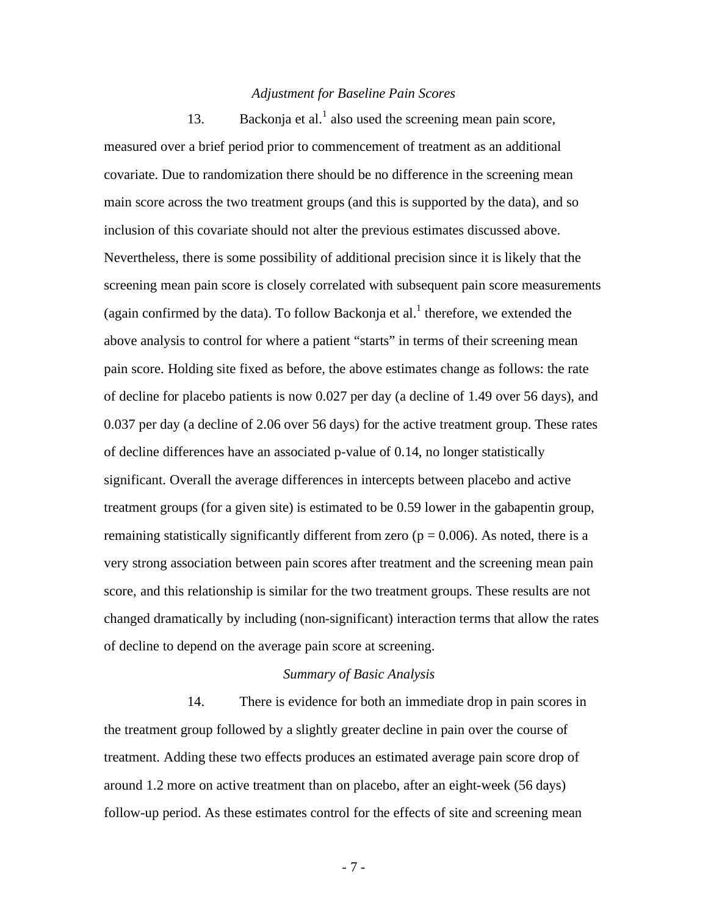### *Adjustment for Baseline Pain Scores*

13. Backonja et al.[1] also used the screening mean pain score, measured over a brief period prior to commencement of treatment as an additional covariate. Due to randomization there should be no difference in the screening mean main score across the two treatment groups (and this is supported by the data), and so inclusion of this covariate should not alter the previous estimates discussed above. Nevertheless, there is some possibility of additional precision since it is likely that the screening mean pain score is closely correlated with subsequent pain score measurements (again confirmed by the data). To follow Backonja et al.[1] therefore, we extended the above analysis to control for where a patient "starts" in terms of their screening mean pain score. Holding site fixed as before, the above estimates change as follows: the rate of decline for placebo patients is now 0.027 per day (a decline of 1.49 over 56 days), and 0.037 per day (a decline of 2.06 over 56 days) for the active treatment group. These rates of decline differences have an associated p-value of 0.14, no longer statistically significant. Overall the average differences in intercepts between placebo and active treatment groups (for a given site) is estimated to be 0.59 lower in the gabapentin group, remaining statistically significantly different from zero ($p = 0.006$). As noted, there is a very strong association between pain scores after treatment and the screening mean pain score, and this relationship is similar for the two treatment groups. These results are not changed dramatically by including (non-significant) interaction terms that allow the rates of decline to depend on the average pain score at screening.

### *Summary of Basic Analysis*

14. There is evidence for both an immediate drop in pain scores in the treatment group followed by a slightly greater decline in pain over the course of treatment. Adding these two effects produces an estimated average pain score drop of around 1.2 more on active treatment than on placebo, after an eight-week (56 days) follow-up period. As these estimates control for the effects of site and screening mean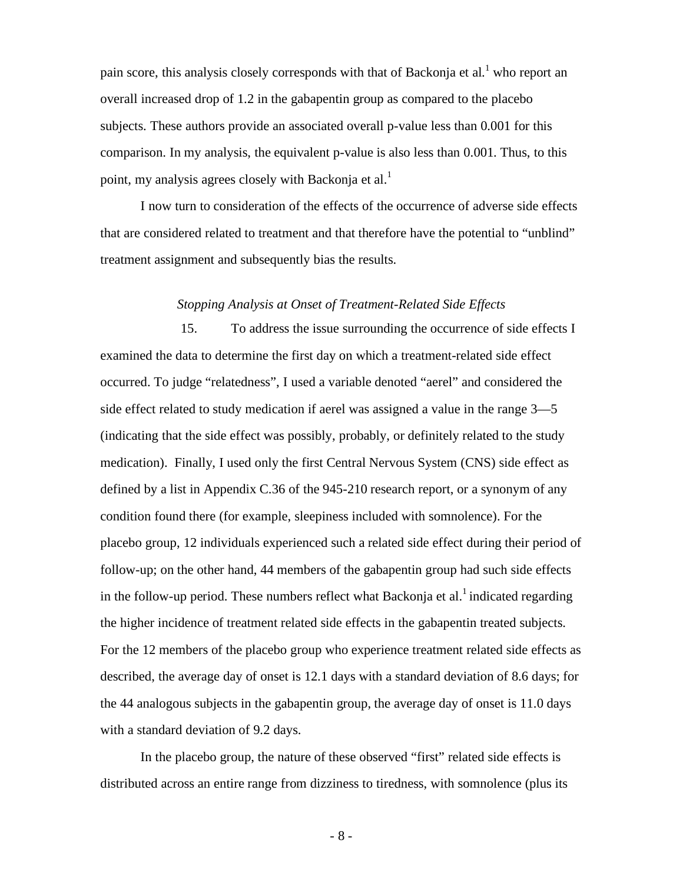pain score, this analysis closely corresponds with that of Backonja et al.[1] who report an overall increased drop of 1.2 in the gabapentin group as compared to the placebo subjects. These authors provide an associated overall p-value less than 0.001 for this comparison. In my analysis, the equivalent p-value is also less than 0.001. Thus, to this point, my analysis agrees closely with Backonja et al.[1]

I now turn to consideration of the effects of the occurrence of adverse side effects that are considered related to treatment and that therefore have the potential to "unblind" treatment assignment and subsequently bias the results.

*Stopping Analysis at Onset of Treatment-Related Side Effects*

15. To address the issue surrounding the occurrence of side effects I examined the data to determine the first day on which a treatment-related side effect occurred. To judge "relatedness", I used a variable denoted "aerel" and considered the side effect related to study medication if aerel was assigned a value in the range 3—5 (indicating that the side effect was possibly, probably, or definitely related to the study medication). Finally, I used only the first Central Nervous System (CNS) side effect as defined by a list in Appendix C.36 of the 945-210 research report, or a synonym of any condition found there (for example, sleepiness included with somnolence). For the placebo group, 12 individuals experienced such a related side effect during their period of follow-up; on the other hand, 44 members of the gabapentin group had such side effects in the follow-up period. These numbers reflect what Backonja et al.[1] indicated regarding the higher incidence of treatment related side effects in the gabapentin treated subjects. For the 12 members of the placebo group who experience treatment related side effects as described, the average day of onset is 12.1 days with a standard deviation of 8.6 days; for the 44 analogous subjects in the gabapentin group, the average day of onset is 11.0 days with a standard deviation of 9.2 days.

In the placebo group, the nature of these observed "first" related side effects is distributed across an entire range from dizziness to tiredness, with somnolence (plus its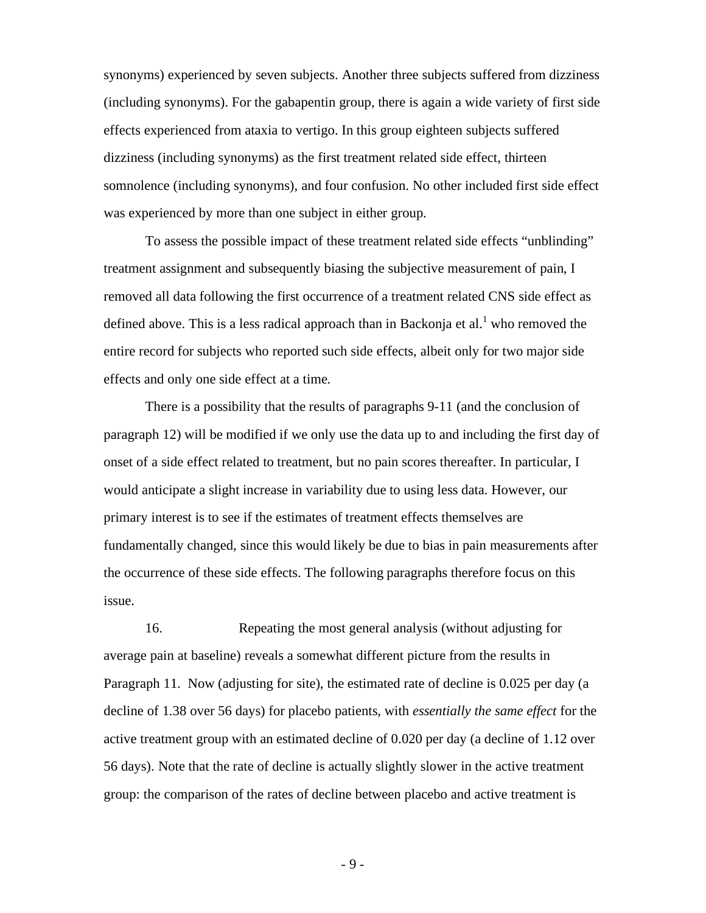synonyms) experienced by seven subjects. Another three subjects suffered from dizziness (including synonyms). For the gabapentin group, there is again a wide variety of first side effects experienced from ataxia to vertigo. In this group eighteen subjects suffered dizziness (including synonyms) as the first treatment related side effect, thirteen somnolence (including synonyms), and four confusion. No other included first side effect was experienced by more than one subject in either group.

To assess the possible impact of these treatment related side effects "unblinding" treatment assignment and subsequently biasing the subjective measurement of pain, I removed all data following the first occurrence of a treatment related CNS side effect as defined above. This is a less radical approach than in Backonja et al.[1] who removed the entire record for subjects who reported such side effects, albeit only for two major side effects and only one side effect at a time.

There is a possibility that the results of paragraphs 9-11 (and the conclusion of paragraph 12) will be modified if we only use the data up to and including the first day of onset of a side effect related to treatment, but no pain scores thereafter. In particular, I would anticipate a slight increase in variability due to using less data. However, our primary interest is to see if the estimates of treatment effects themselves are fundamentally changed, since this would likely be due to bias in pain measurements after the occurrence of these side effects. The following paragraphs therefore focus on this issue.

16. Repeating the most general analysis (without adjusting for average pain at baseline) reveals a somewhat different picture from the results in Paragraph 11. Now (adjusting for site), the estimated rate of decline is 0.025 per day (a decline of 1.38 over 56 days) for placebo patients, with *essentially the same effect* for the active treatment group with an estimated decline of 0.020 per day (a decline of 1.12 over 56 days). Note that the rate of decline is actually slightly slower in the active treatment group: the comparison of the rates of decline between placebo and active treatment is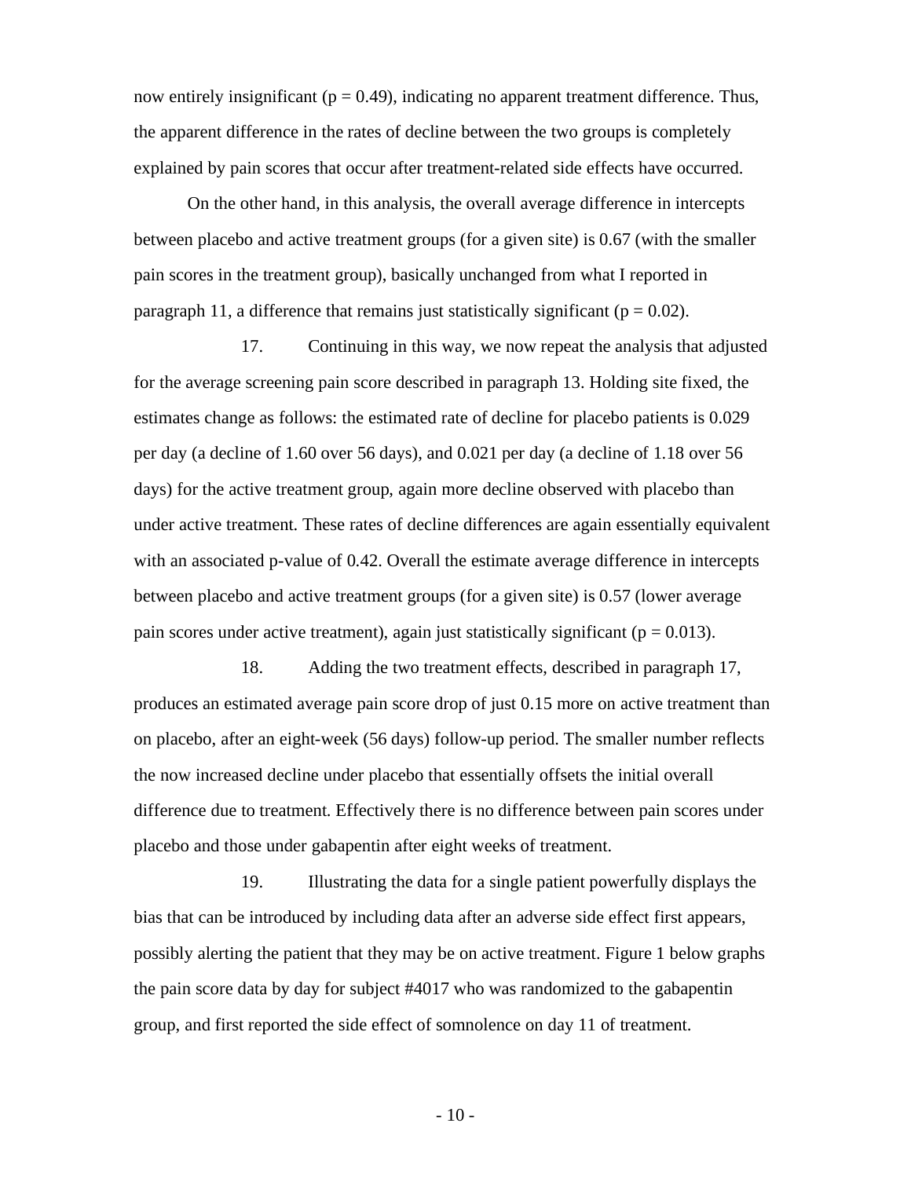now entirely insignificant ($p = 0.49$), indicating no apparent treatment difference. Thus, the apparent difference in the rates of decline between the two groups is completely explained by pain scores that occur after treatment-related side effects have occurred.

On the other hand, in this analysis, the overall average difference in intercepts between placebo and active treatment groups (for a given site) is 0.67 (with the smaller pain scores in the treatment group), basically unchanged from what I reported in paragraph 11, a difference that remains just statistically significant ($p = 0.02$).

17. Continuing in this way, we now repeat the analysis that adjusted for the average screening pain score described in paragraph 13. Holding site fixed, the estimates change as follows: the estimated rate of decline for placebo patients is 0.029 per day (a decline of 1.60 over 56 days), and 0.021 per day (a decline of 1.18 over 56 days) for the active treatment group, again more decline observed with placebo than under active treatment. These rates of decline differences are again essentially equivalent with an associated p-value of 0.42. Overall the estimate average difference in intercepts between placebo and active treatment groups (for a given site) is 0.57 (lower average pain scores under active treatment), again just statistically significant ($p = 0.013$).

18. Adding the two treatment effects, described in paragraph 17, produces an estimated average pain score drop of just 0.15 more on active treatment than on placebo, after an eight-week (56 days) follow-up period. The smaller number reflects the now increased decline under placebo that essentially offsets the initial overall difference due to treatment. Effectively there is no difference between pain scores under placebo and those under gabapentin after eight weeks of treatment.

19. Illustrating the data for a single patient powerfully displays the bias that can be introduced by including data after an adverse side effect first appears, possibly alerting the patient that they may be on active treatment. Figure 1 below graphs the pain score data by day for subject #4017 who was randomized to the gabapentin group, and first reported the side effect of somnolence on day 11 of treatment.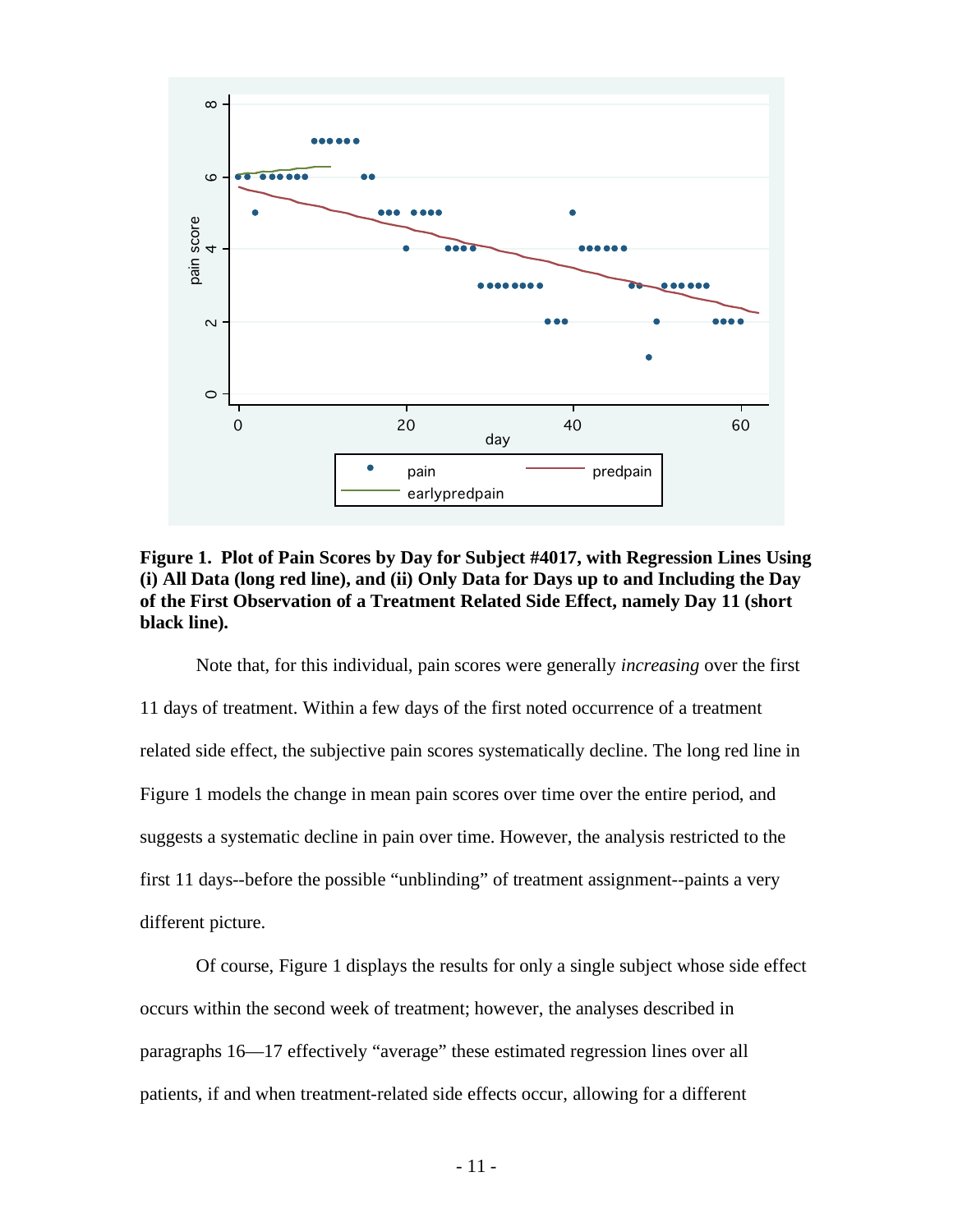**Figure 1. Plot of Pain Scores by Day for Subject #4017, with Regression Lines Using (i) All Data (long red line), and (ii) Only Data for Days up to and Including the Day of the First Observation of a Treatment Related Side Effect, namely Day 11 (short black line).**

Note that, for this individual, pain scores were generally *increasing* over the first 11 days of treatment. Within a few days of the first noted occurrence of a treatment related side effect, the subjective pain scores systematically decline. The long red line in Figure 1 models the change in mean pain scores over time over the entire period, and suggests a systematic decline in pain over time. However, the analysis restricted to the first 11 days--before the possible "unblinding" of treatment assignment--paints a very different picture.

Of course, Figure 1 displays the results for only a single subject whose side effect occurs within the second week of treatment; however, the analyses described in paragraphs 16—17 effectively "average" these estimated regression lines over all patients, if and when treatment-related side effects occur, allowing for a different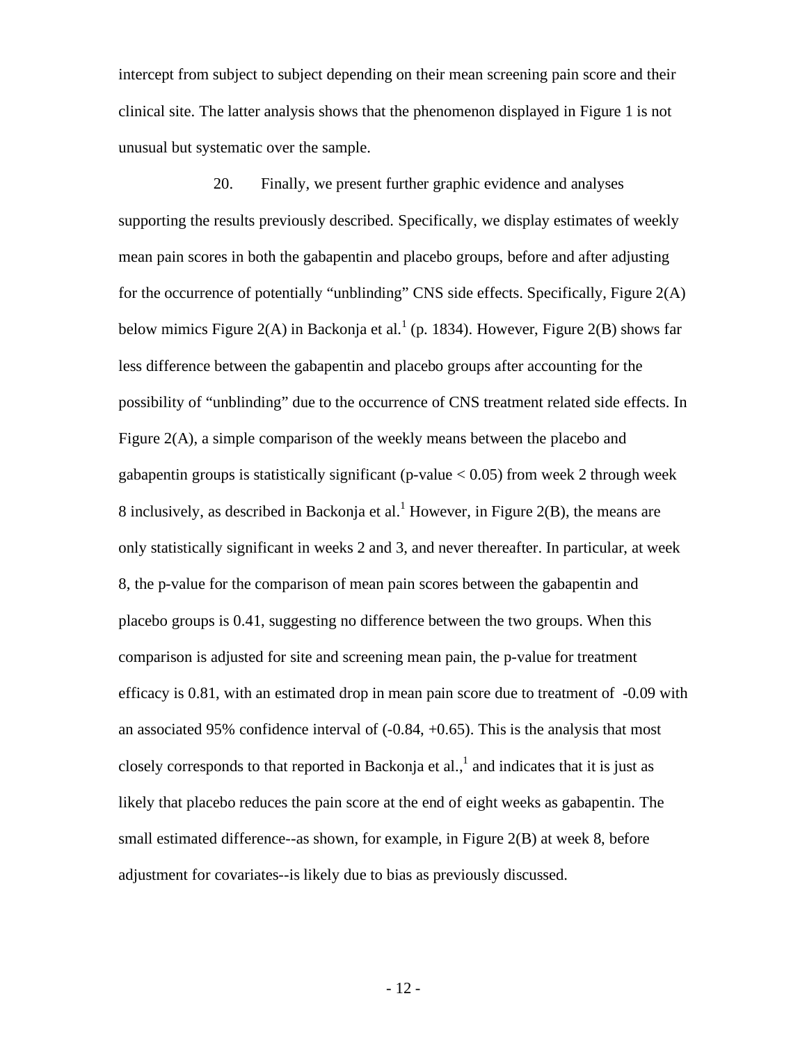intercept from subject to subject depending on their mean screening pain score and their clinical site. The latter analysis shows that the phenomenon displayed in Figure 1 is not unusual but systematic over the sample.

20. Finally, we present further graphic evidence and analyses supporting the results previously described. Specifically, we display estimates of weekly mean pain scores in both the gabapentin and placebo groups, before and after adjusting for the occurrence of potentially "unblinding" CNS side effects. Specifically, Figure 2(A) below mimics Figure 2(A) in Backonja et al.[1] (p. 1834). However, Figure 2(B) shows far less difference between the gabapentin and placebo groups after accounting for the possibility of "unblinding" due to the occurrence of CNS treatment related side effects. In Figure 2(A), a simple comparison of the weekly means between the placebo and gabapentin groups is statistically significant (p-value $< 0.05$) from week 2 through week 8 inclusively, as described in Backonja et al.[1] However, in Figure 2(B), the means are only statistically significant in weeks 2 and 3, and never thereafter. In particular, at week 8, the p-value for the comparison of mean pain scores between the gabapentin and placebo groups is 0.41, suggesting no difference between the two groups. When this comparison is adjusted for site and screening mean pain, the p-value for treatment efficacy is 0.81, with an estimated drop in mean pain score due to treatment of -0.09 with an associated 95% confidence interval of (-0.84, +0.65). This is the analysis that most closely corresponds to that reported in Backonja et al.,[1] and indicates that it is just as likely that placebo reduces the pain score at the end of eight weeks as gabapentin. The small estimated difference--as shown, for example, in Figure 2(B) at week 8, before adjustment for covariates--is likely due to bias as previously discussed.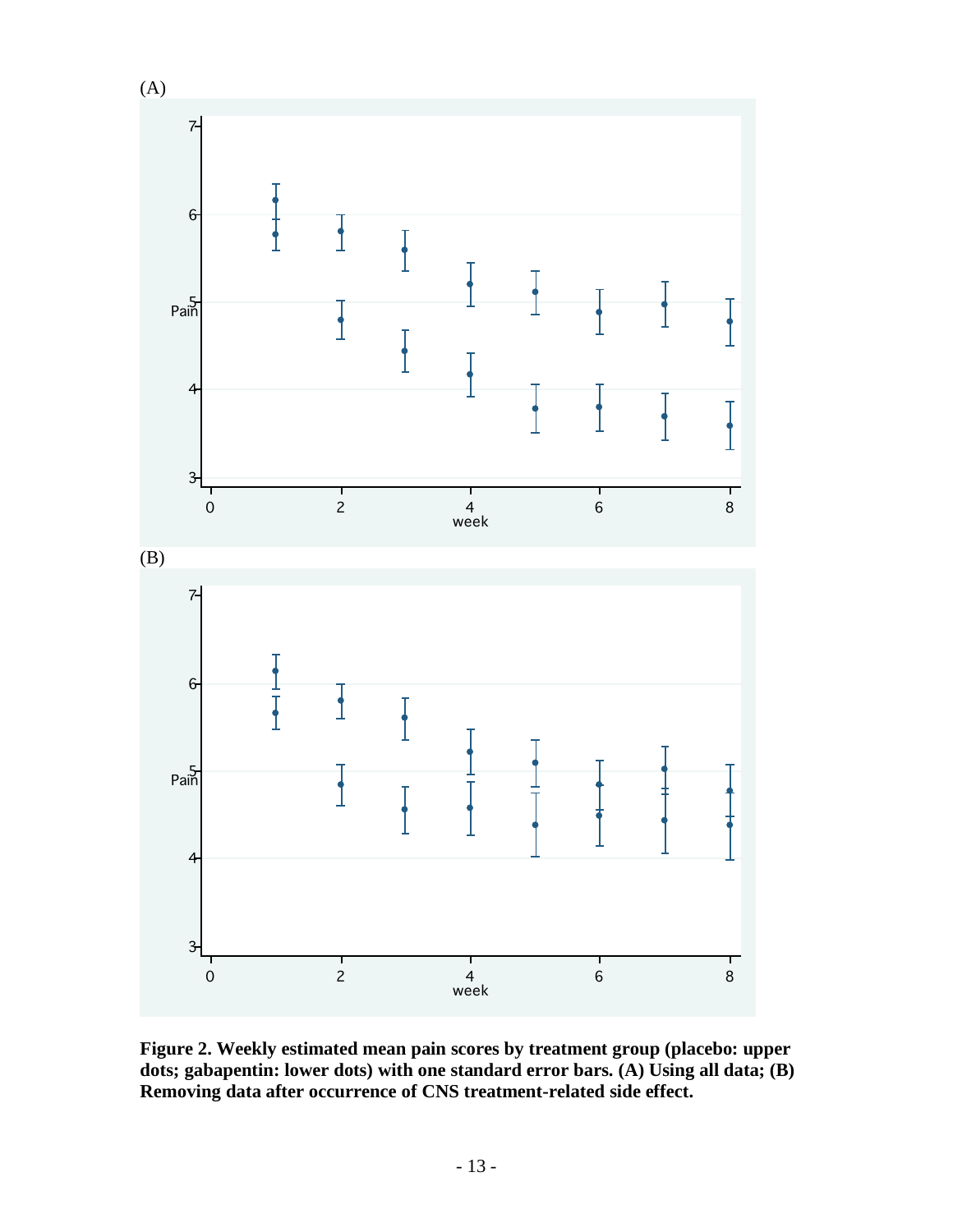(A)

(B)

**Figure 2. Weekly estimated mean pain scores by treatment group (placebo: upper dots; gabapentin: lower dots) with one standard error bars. (A) Using all data; (B) Removing data after occurrence of CNS treatment-related side effect.**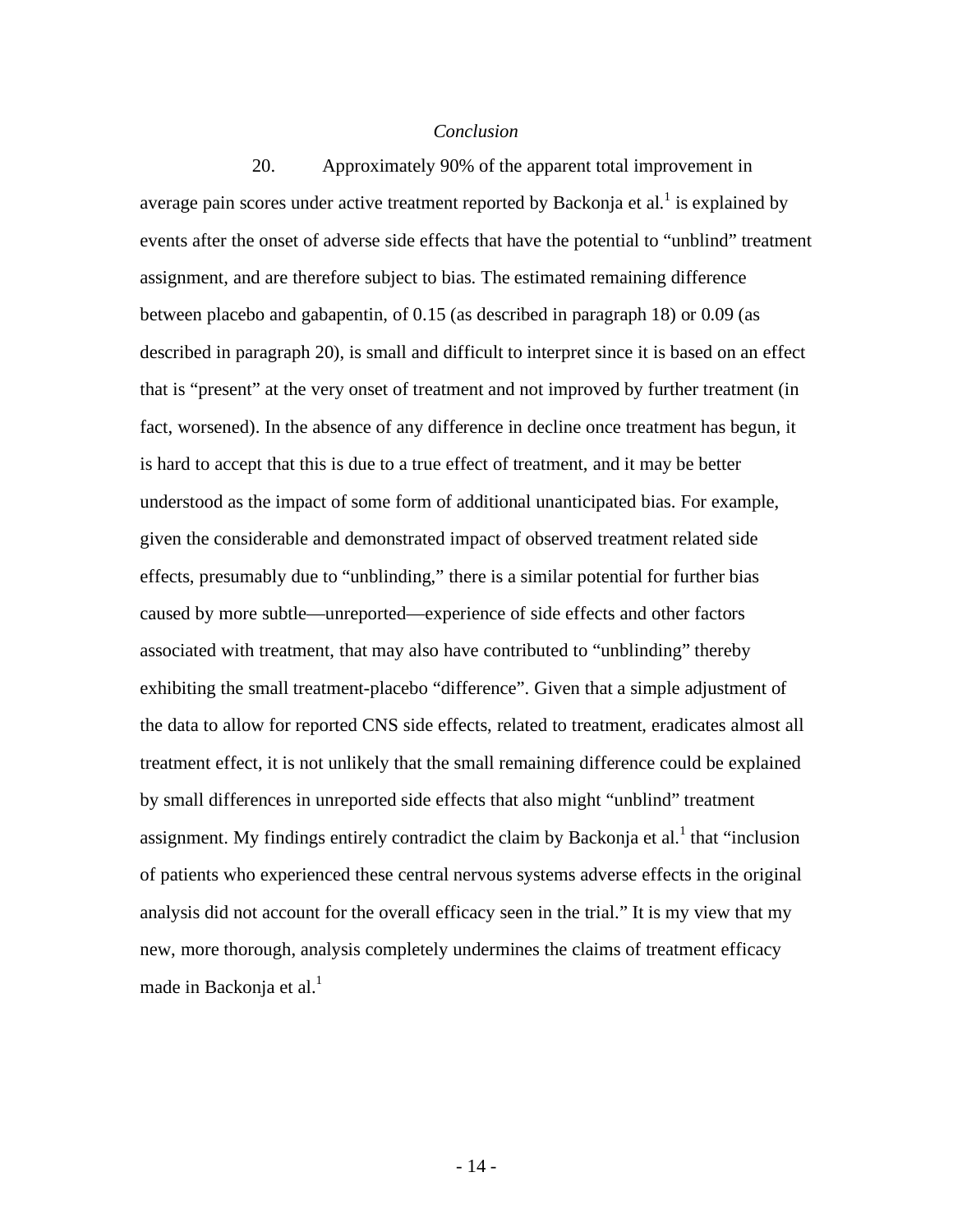*Conclusion*

20. Approximately 90% of the apparent total improvement in average pain scores under active treatment reported by Backonja et al.[1] is explained by events after the onset of adverse side effects that have the potential to "unblind" treatment assignment, and are therefore subject to bias. The estimated remaining difference between placebo and gabapentin, of 0.15 (as described in paragraph 18) or 0.09 (as described in paragraph 20), is small and difficult to interpret since it is based on an effect that is "present" at the very onset of treatment and not improved by further treatment (in fact, worsened). In the absence of any difference in decline once treatment has begun, it is hard to accept that this is due to a true effect of treatment, and it may be better understood as the impact of some form of additional unanticipated bias. For example, given the considerable and demonstrated impact of observed treatment related side effects, presumably due to "unblinding," there is a similar potential for further bias caused by more subtle—unreported—experience of side effects and other factors associated with treatment, that may also have contributed to "unblinding" thereby exhibiting the small treatment-placebo "difference". Given that a simple adjustment of the data to allow for reported CNS side effects, related to treatment, eradicates almost all treatment effect, it is not unlikely that the small remaining difference could be explained by small differences in unreported side effects that also might "unblind" treatment assignment. My findings entirely contradict the claim by Backonja et al.[1] that "inclusion of patients who experienced these central nervous systems adverse effects in the original analysis did not account for the overall efficacy seen in the trial." It is my view that my new, more thorough, analysis completely undermines the claims of treatment efficacy made in Backonja et al.[1]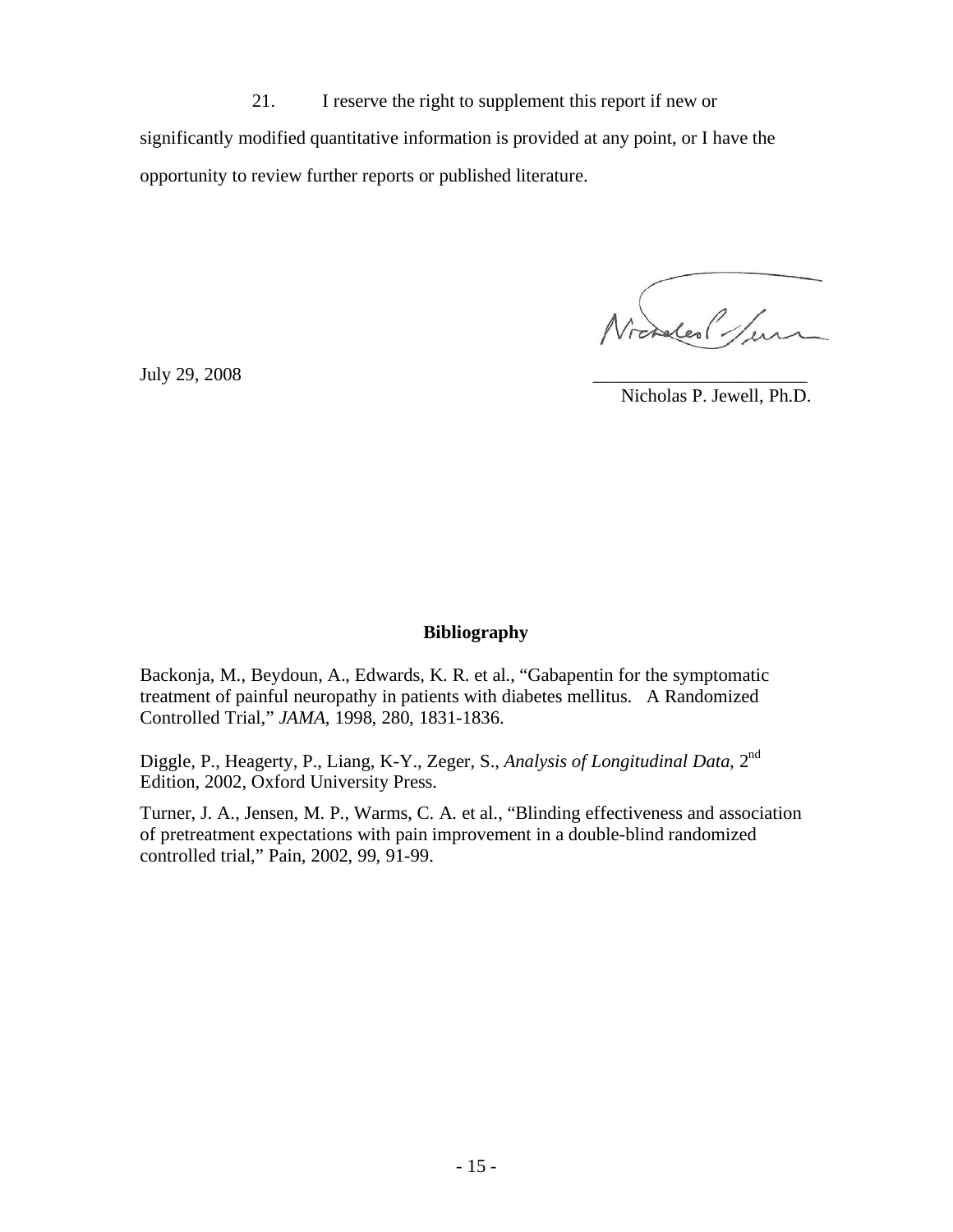21. I reserve the right to supplement this report if new or significantly modified quantitative information is provided at any point, or I have the opportunity to review further reports or published literature.

July 29, 2008

\_\_\_\_\_\_\_\_\_\_\_\_\_\_\_\_\_\_\_\_\_\_\_

Nicholas P. Jewell, Ph.D.

**Bibliography**

Backonja, M., Beydoun, A., Edwards, K. R. et al., "Gabapentin for the symptomatic treatment of painful neuropathy in patients with diabetes mellitus. A Randomized Controlled Trial," *JAMA*, 1998, 280, 1831-1836.

Diggle, P., Heagerty, P., Liang, K-Y., Zeger, S., *Analysis of Longitudinal Data*, 2nd Edition, 2002, Oxford University Press.

Turner, J. A., Jensen, M. P., Warms, C. A. et al., "Blinding effectiveness and association of pretreatment expectations with pain improvement in a double-blind randomized controlled trial," Pain, 2002, 99, 91-99.